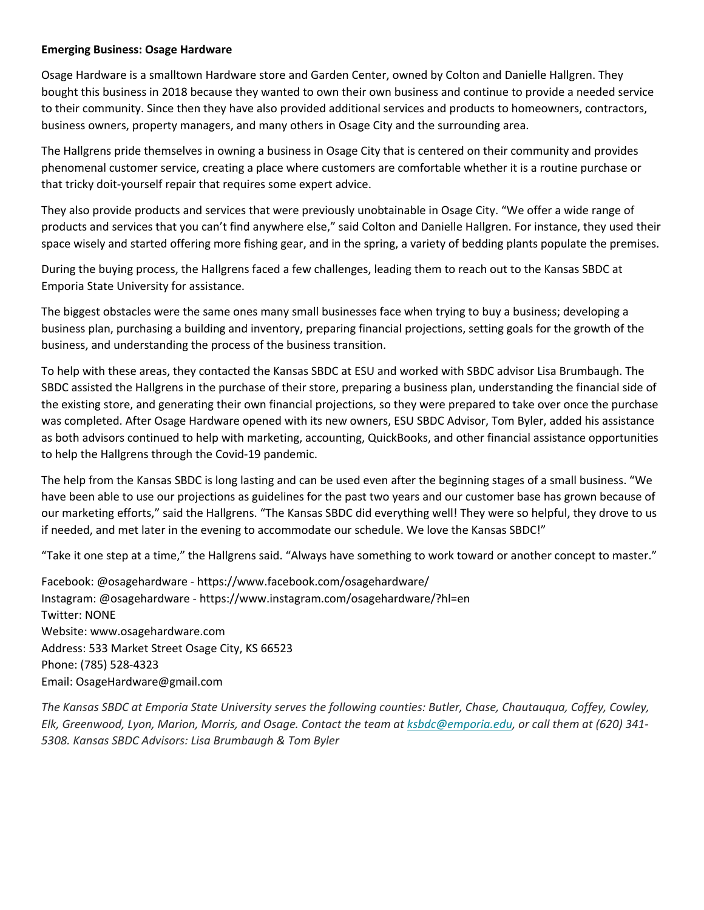**Emerging Business: Osage Hardware**

Osage Hardware is a smalltown Hardware store and Garden Center, owned by Colton and Danielle Hallgren. They bought this business in 2018 because they wanted to own their own business and continue to provide a needed service to their community. Since then they have also provided additional services and products to homeowners, contractors, business owners, property managers, and many others in Osage City and the surrounding area.

The Hallgrens pride themselves in owning a business in Osage City that is centered on their community and provides phenomenal customer service, creating a place where customers are comfortable whether it is a routine purchase or that tricky doit-yourself repair that requires some expert advice.

They also provide products and services that were previously unobtainable in Osage City. "We offer a wide range of products and services that you can't find anywhere else," said Colton and Danielle Hallgren. For instance, they used their space wisely and started offering more fishing gear, and in the spring, a variety of bedding plants populate the premises.

During the buying process, the Hallgrens faced a few challenges, leading them to reach out to the Kansas SBDC at Emporia State University for assistance.

The biggest obstacles were the same ones many small businesses face when trying to buy a business; developing a business plan, purchasing a building and inventory, preparing financial projections, setting goals for the growth of the business, and understanding the process of the business transition.

To help with these areas, they contacted the Kansas SBDC at ESU and worked with SBDC advisor Lisa Brumbaugh. The SBDC assisted the Hallgrens in the purchase of their store, preparing a business plan, understanding the financial side of the existing store, and generating their own financial projections, so they were prepared to take over once the purchase was completed. After Osage Hardware opened with its new owners, ESU SBDC Advisor, Tom Byler, added his assistance as both advisors continued to help with marketing, accounting, QuickBooks, and other financial assistance opportunities to help the Hallgrens through the Covid-19 pandemic.

The help from the Kansas SBDC is long lasting and can be used even after the beginning stages of a small business. "We have been able to use our projections as guidelines for the past two years and our customer base has grown because of our marketing efforts," said the Hallgrens. "The Kansas SBDC did everything well! They were so helpful, they drove to us if needed, and met later in the evening to accommodate our schedule. We love the Kansas SBDC!"

"Take it one step at a time," the Hallgrens said. "Always have something to work toward or another concept to master."

Facebook: @osagehardware - https://www.facebook.com/osagehardware/
Instagram: @osagehardware - https://www.instagram.com/osagehardware/?hl=en
Twitter: NONE
Website: www.osagehardware.com
Address: 533 Market Street Osage City, KS 66523
Phone: (785) 528-4323
Email: OsageHardware@gmail.com

*The Kansas SBDC at Emporia State University serves the following counties: Butler, Chase, Chautauqua, Coffey, Cowley, Elk, Greenwood, Lyon, Marion, Morris, and Osage. Contact the team at ksbdc@emporia.edu, or call them at (620) 341-5308. Kansas SBDC Advisors: Lisa Brumbaugh & Tom Byler*